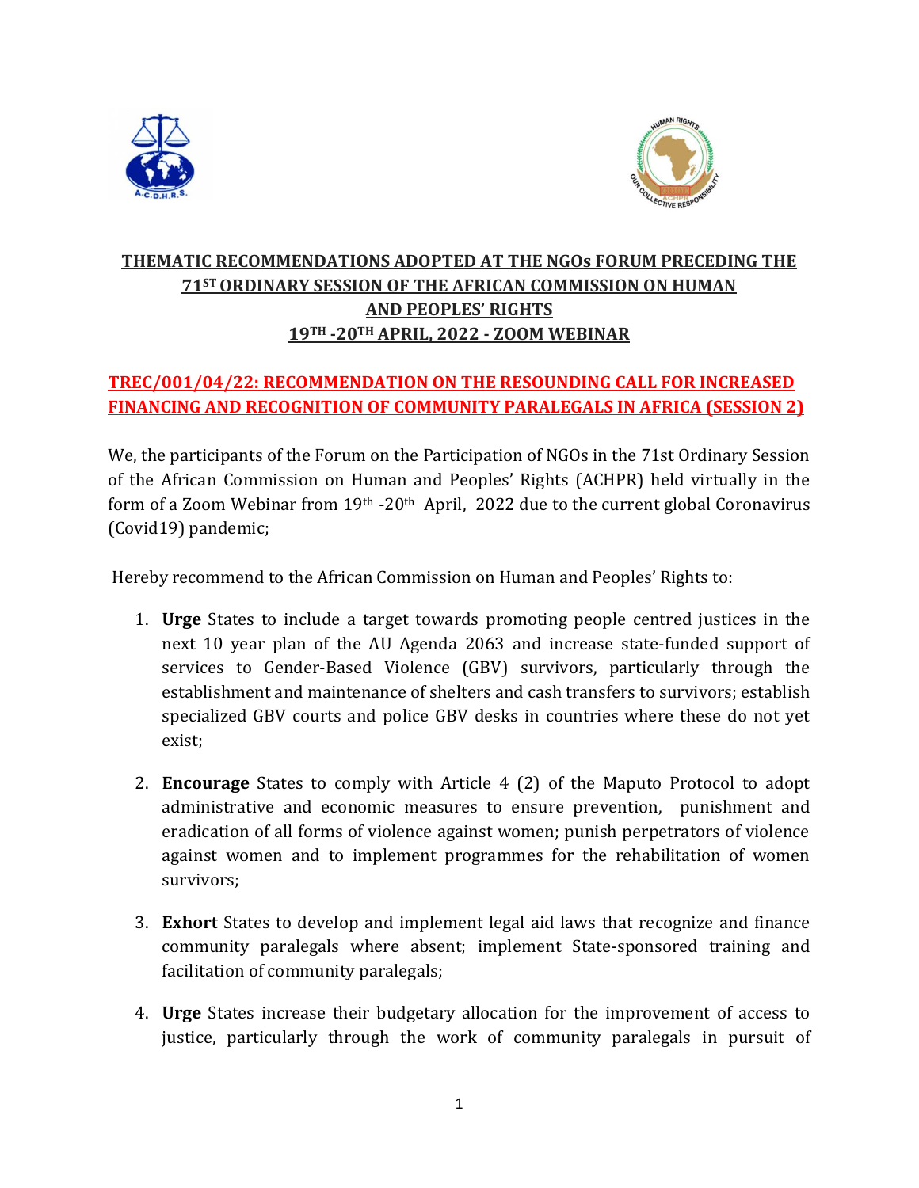## THEMATIC RECOMMENDATIONS ADOPTED AT THE NGOs FORUM PRECEDING THE 71ST ORDINARY SESSION OF THE AFRICAN COMMISSION ON HUMAN AND PEOPLES' RIGHTS 19TH -20TH APRIL, 2022 - ZOOM WEBINAR

### TREC/001/04/22: RECOMMENDATION ON THE RESOUNDING CALL FOR INCREASED FINANCING AND RECOGNITION OF COMMUNITY PARALEGALS IN AFRICA (SESSION 2)

We, the participants of the Forum on the Participation of NGOs in the 71st Ordinary Session of the African Commission on Human and Peoples' Rights (ACHPR) held virtually in the form of a Zoom Webinar from 19th -20th April, 2022 due to the current global Coronavirus (Covid19) pandemic;

Hereby recommend to the African Commission on Human and Peoples' Rights to:

1. **Urge** States to include a target towards promoting people centred justices in the next 10 year plan of the AU Agenda 2063 and increase state-funded support of services to Gender-Based Violence (GBV) survivors, particularly through the establishment and maintenance of shelters and cash transfers to survivors; establish specialized GBV courts and police GBV desks in countries where these do not yet exist;

2. **Encourage** States to comply with Article 4 (2) of the Maputo Protocol to adopt administrative and economic measures to ensure prevention, punishment and eradication of all forms of violence against women; punish perpetrators of violence against women and to implement programmes for the rehabilitation of women survivors;

3. **Exhort** States to develop and implement legal aid laws that recognize and finance community paralegals where absent; implement State-sponsored training and facilitation of community paralegals;

4. **Urge** States increase their budgetary allocation for the improvement of access to justice, particularly through the work of community paralegals in pursuit of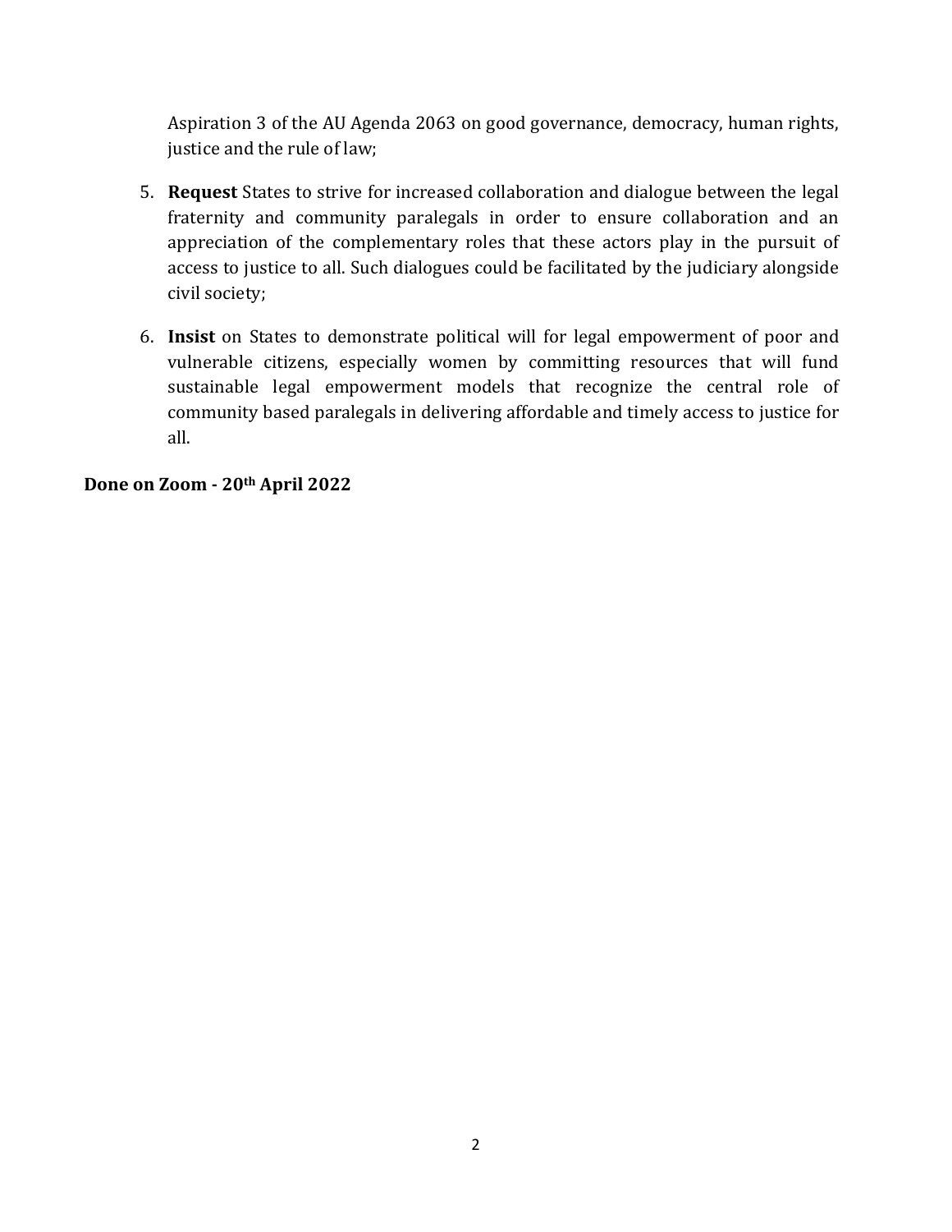Aspiration 3 of the AU Agenda 2063 on good governance, democracy, human rights, justice and the rule of law;

5. **Request** States to strive for increased collaboration and dialogue between the legal fraternity and community paralegals in order to ensure collaboration and an appreciation of the complementary roles that these actors play in the pursuit of access to justice to all. Such dialogues could be facilitated by the judiciary alongside civil society;

6. **Insist** on States to demonstrate political will for legal empowerment of poor and vulnerable citizens, especially women by committing resources that will fund sustainable legal empowerment models that recognize the central role of community based paralegals in delivering affordable and timely access to justice for all.

**Done on Zoom - 20th April 2022**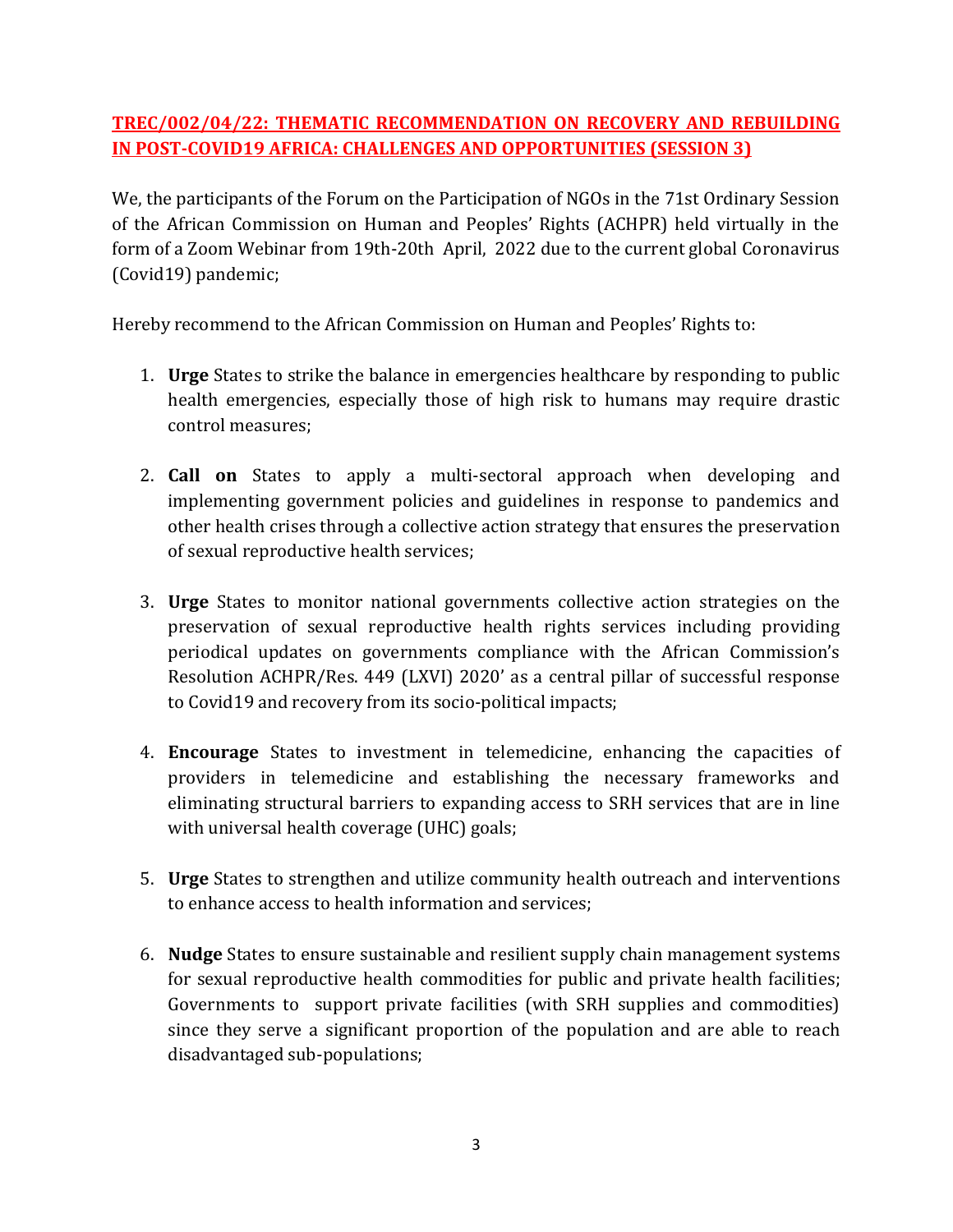## TREC/002/04/22: THEMATIC RECOMMENDATION ON RECOVERY AND REBUILDING IN POST-COVID19 AFRICA: CHALLENGES AND OPPORTUNITIES (SESSION 3)

We, the participants of the Forum on the Participation of NGOs in the 71st Ordinary Session of the African Commission on Human and Peoples' Rights (ACHPR) held virtually in the form of a Zoom Webinar from 19th-20th April, 2022 due to the current global Coronavirus (Covid19) pandemic;

Hereby recommend to the African Commission on Human and Peoples' Rights to:

1. **Urge** States to strike the balance in emergencies healthcare by responding to public health emergencies, especially those of high risk to humans may require drastic control measures;

2. **Call on** States to apply a multi-sectoral approach when developing and implementing government policies and guidelines in response to pandemics and other health crises through a collective action strategy that ensures the preservation of sexual reproductive health services;

3. **Urge** States to monitor national governments collective action strategies on the preservation of sexual reproductive health rights services including providing periodical updates on governments compliance with the African Commission's Resolution ACHPR/Res. 449 (LXVI) 2020' as a central pillar of successful response to Covid19 and recovery from its socio-political impacts;

4. **Encourage** States to investment in telemedicine, enhancing the capacities of providers in telemedicine and establishing the necessary frameworks and eliminating structural barriers to expanding access to SRH services that are in line with universal health coverage (UHC) goals;

5. **Urge** States to strengthen and utilize community health outreach and interventions to enhance access to health information and services;

6. **Nudge** States to ensure sustainable and resilient supply chain management systems for sexual reproductive health commodities for public and private health facilities; Governments to support private facilities (with SRH supplies and commodities) since they serve a significant proportion of the population and are able to reach disadvantaged sub-populations;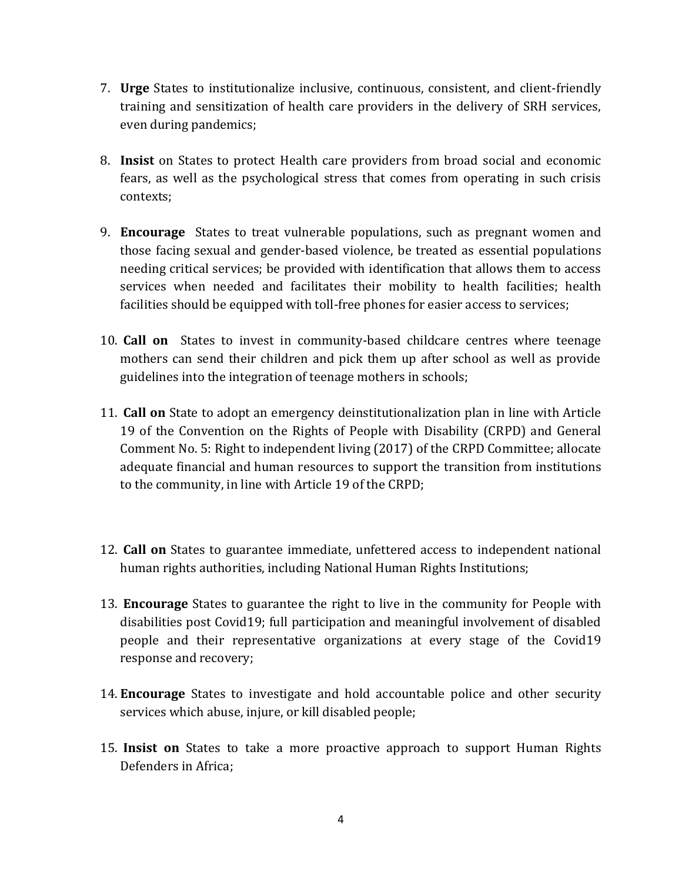7. **Urge** States to institutionalize inclusive, continuous, consistent, and client-friendly training and sensitization of health care providers in the delivery of SRH services, even during pandemics;

8. **Insist** on States to protect Health care providers from broad social and economic fears, as well as the psychological stress that comes from operating in such crisis contexts;

9. **Encourage** States to treat vulnerable populations, such as pregnant women and those facing sexual and gender-based violence, be treated as essential populations needing critical services; be provided with identification that allows them to access services when needed and facilitates their mobility to health facilities; health facilities should be equipped with toll-free phones for easier access to services;

10. **Call on** States to invest in community-based childcare centres where teenage mothers can send their children and pick them up after school as well as provide guidelines into the integration of teenage mothers in schools;

11. **Call on** State to adopt an emergency deinstitutionalization plan in line with Article 19 of the Convention on the Rights of People with Disability (CRPD) and General Comment No. 5: Right to independent living (2017) of the CRPD Committee; allocate adequate financial and human resources to support the transition from institutions to the community, in line with Article 19 of the CRPD;

12. **Call on** States to guarantee immediate, unfettered access to independent national human rights authorities, including National Human Rights Institutions;

13. **Encourage** States to guarantee the right to live in the community for People with disabilities post Covid19; full participation and meaningful involvement of disabled people and their representative organizations at every stage of the Covid19 response and recovery;

14. **Encourage** States to investigate and hold accountable police and other security services which abuse, injure, or kill disabled people;

15. **Insist on** States to take a more proactive approach to support Human Rights Defenders in Africa;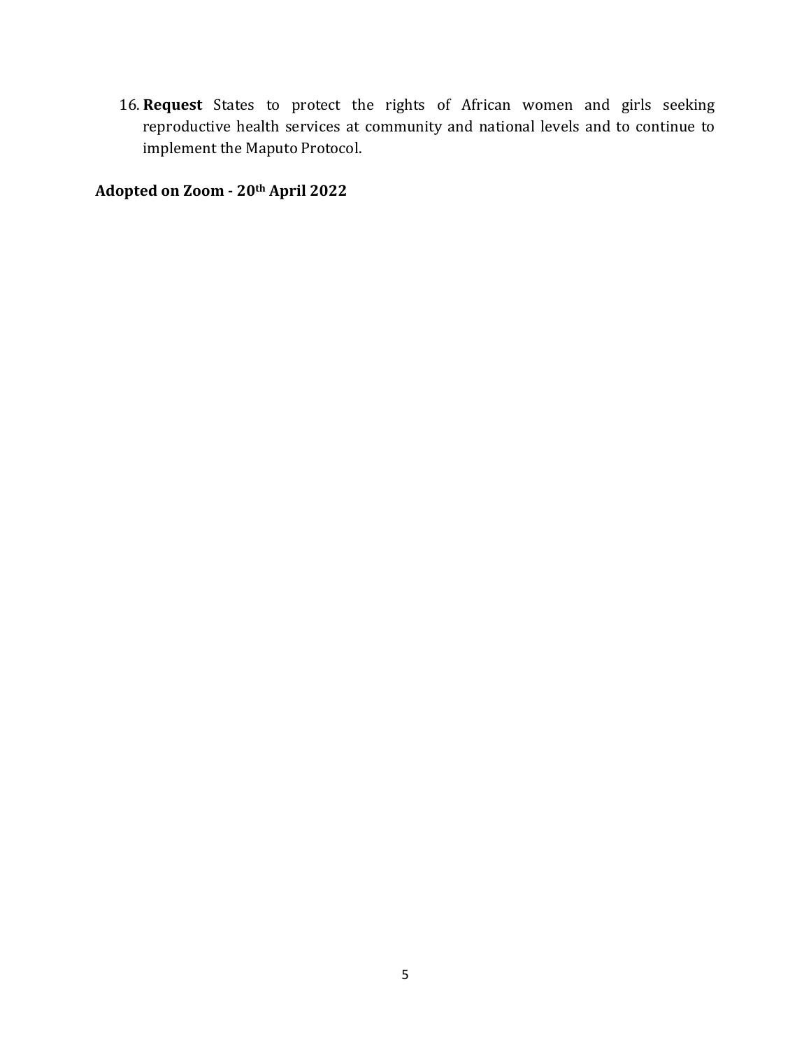16. **Request** States to protect the rights of African women and girls seeking reproductive health services at community and national levels and to continue to implement the Maputo Protocol.

**Adopted on Zoom - 20th April 2022**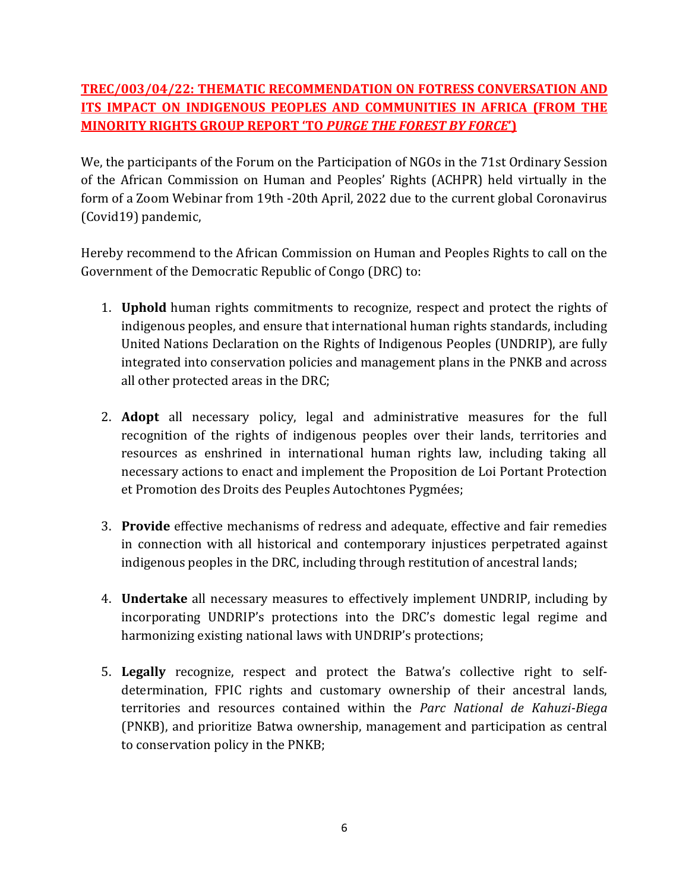**TREC/003/04/22: THEMATIC RECOMMENDATION ON FOTRESS CONVERSATION AND ITS IMPACT ON INDIGENOUS PEOPLES AND COMMUNITIES IN AFRICA (FROM THE MINORITY RIGHTS GROUP REPORT 'TO *PURGE THE FOREST BY FORCE*')**

We, the participants of the Forum on the Participation of NGOs in the 71st Ordinary Session of the African Commission on Human and Peoples' Rights (ACHPR) held virtually in the form of a Zoom Webinar from 19th -20th April, 2022 due to the current global Coronavirus (Covid19) pandemic,

Hereby recommend to the African Commission on Human and Peoples Rights to call on the Government of the Democratic Republic of Congo (DRC) to:

1. **Uphold** human rights commitments to recognize, respect and protect the rights of indigenous peoples, and ensure that international human rights standards, including United Nations Declaration on the Rights of Indigenous Peoples (UNDRIP), are fully integrated into conservation policies and management plans in the PNKB and across all other protected areas in the DRC;

2. **Adopt** all necessary policy, legal and administrative measures for the full recognition of the rights of indigenous peoples over their lands, territories and resources as enshrined in international human rights law, including taking all necessary actions to enact and implement the Proposition de Loi Portant Protection et Promotion des Droits des Peuples Autochtones Pygmées;

3. **Provide** effective mechanisms of redress and adequate, effective and fair remedies in connection with all historical and contemporary injustices perpetrated against indigenous peoples in the DRC, including through restitution of ancestral lands;

4. **Undertake** all necessary measures to effectively implement UNDRIP, including by incorporating UNDRIP's protections into the DRC's domestic legal regime and harmonizing existing national laws with UNDRIP's protections;

5. **Legally** recognize, respect and protect the Batwa's collective right to self-determination, FPIC rights and customary ownership of their ancestral lands, territories and resources contained within the *Parc National de Kahuzi-Biega* (PNKB), and prioritize Batwa ownership, management and participation as central to conservation policy in the PNKB;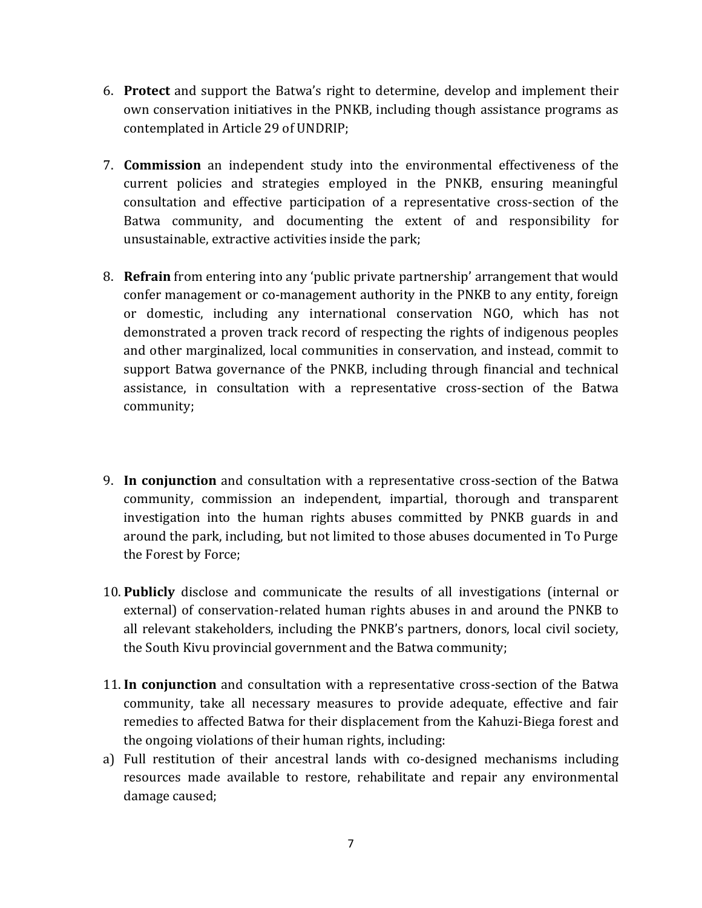6. **Protect** and support the Batwa's right to determine, develop and implement their own conservation initiatives in the PNKB, including though assistance programs as contemplated in Article 29 of UNDRIP;

7. **Commission** an independent study into the environmental effectiveness of the current policies and strategies employed in the PNKB, ensuring meaningful consultation and effective participation of a representative cross-section of the Batwa community, and documenting the extent of and responsibility for unsustainable, extractive activities inside the park;

8. **Refrain** from entering into any 'public private partnership' arrangement that would confer management or co-management authority in the PNKB to any entity, foreign or domestic, including any international conservation NGO, which has not demonstrated a proven track record of respecting the rights of indigenous peoples and other marginalized, local communities in conservation, and instead, commit to support Batwa governance of the PNKB, including through financial and technical assistance, in consultation with a representative cross-section of the Batwa community;

9. **In conjunction** and consultation with a representative cross-section of the Batwa community, commission an independent, impartial, thorough and transparent investigation into the human rights abuses committed by PNKB guards in and around the park, including, but not limited to those abuses documented in To Purge the Forest by Force;

10. **Publicly** disclose and communicate the results of all investigations (internal or external) of conservation-related human rights abuses in and around the PNKB to all relevant stakeholders, including the PNKB's partners, donors, local civil society, the South Kivu provincial government and the Batwa community;

11. **In conjunction** and consultation with a representative cross-section of the Batwa community, take all necessary measures to provide adequate, effective and fair remedies to affected Batwa for their displacement from the Kahuzi-Biega forest and the ongoing violations of their human rights, including:

a) Full restitution of their ancestral lands with co-designed mechanisms including resources made available to restore, rehabilitate and repair any environmental damage caused;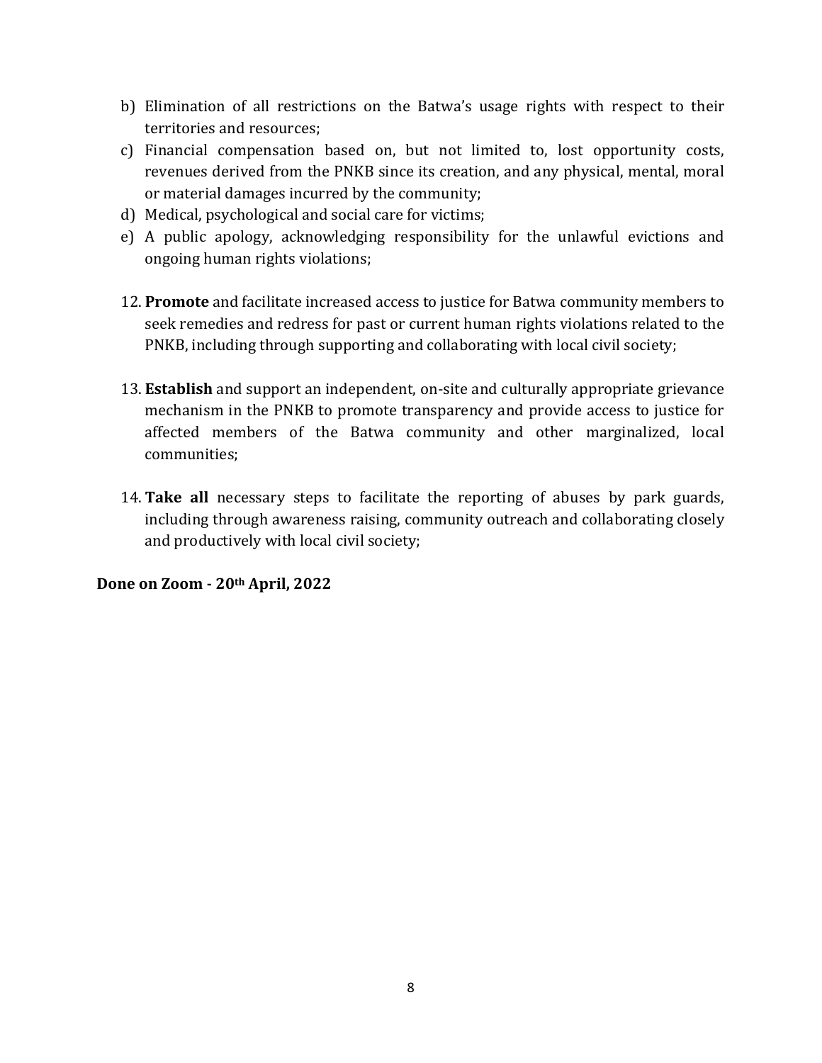b) Elimination of all restrictions on the Batwa's usage rights with respect to their territories and resources;
c) Financial compensation based on, but not limited to, lost opportunity costs, revenues derived from the PNKB since its creation, and any physical, mental, moral or material damages incurred by the community;
d) Medical, psychological and social care for victims;
e) A public apology, acknowledging responsibility for the unlawful evictions and ongoing human rights violations;

12. **Promote** and facilitate increased access to justice for Batwa community members to seek remedies and redress for past or current human rights violations related to the PNKB, including through supporting and collaborating with local civil society;

13. **Establish** and support an independent, on-site and culturally appropriate grievance mechanism in the PNKB to promote transparency and provide access to justice for affected members of the Batwa community and other marginalized, local communities;

14. **Take all** necessary steps to facilitate the reporting of abuses by park guards, including through awareness raising, community outreach and collaborating closely and productively with local civil society;

**Done on Zoom - 20th April, 2022**